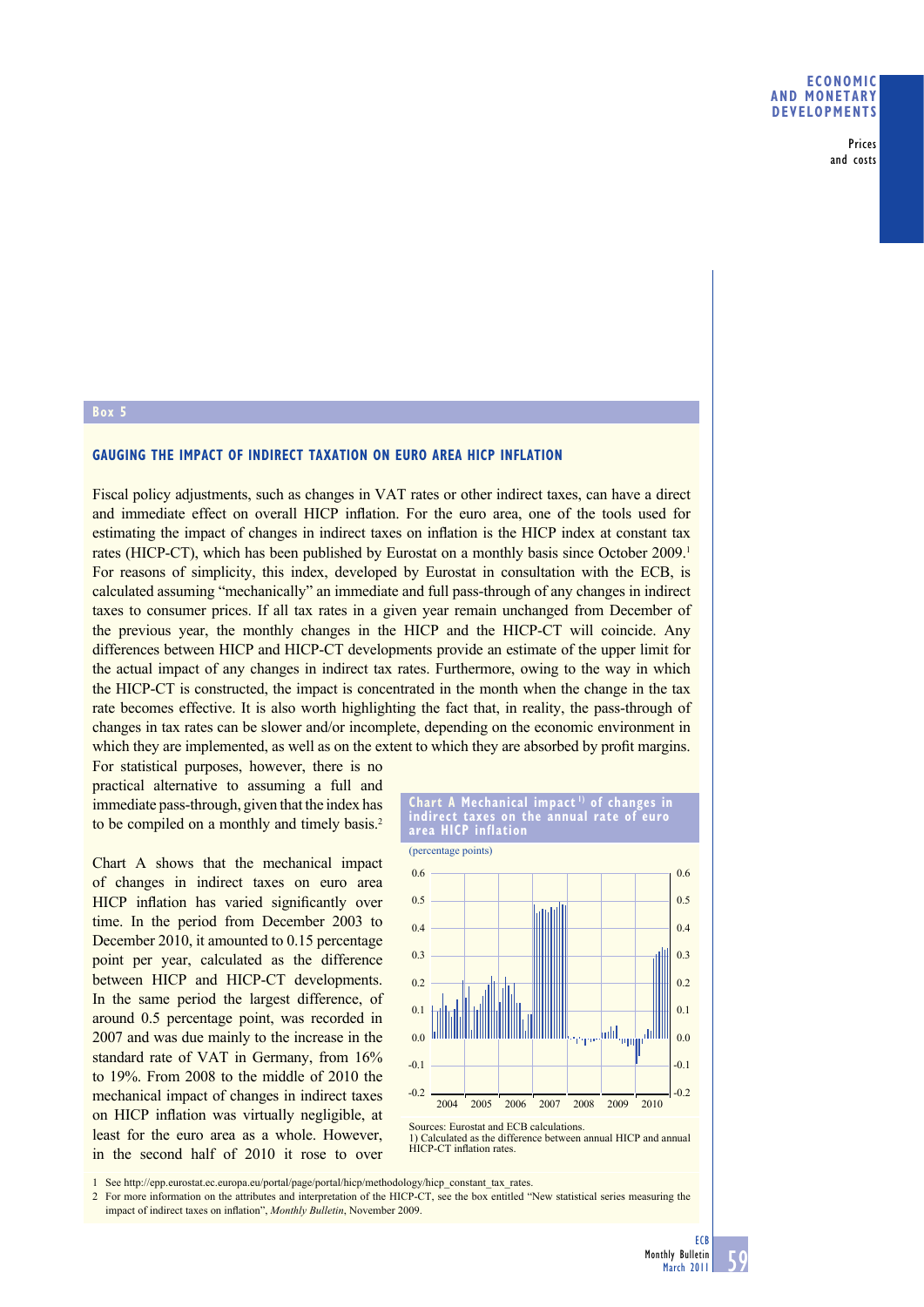## Box 5

### GAUGING THE IMPACT OF INDIRECT TAXATION ON EURO AREA HICP INFLATION

Fiscal policy adjustments, such as changes in VAT rates or other indirect taxes, can have a direct and immediate effect on overall HICP inflation. For the euro area, one of the tools used for estimating the impact of changes in indirect taxes on inflation is the HICP index at constant tax rates (HICP-CT), which has been published by Eurostat on a monthly basis since October 2009.[1] For reasons of simplicity, this index, developed by Eurostat in consultation with the ECB, is calculated assuming "mechanically" an immediate and full pass-through of any changes in indirect taxes to consumer prices. If all tax rates in a given year remain unchanged from December of the previous year, the monthly changes in the HICP and the HICP-CT will coincide. Any differences between HICP and HICP-CT developments provide an estimate of the upper limit for the actual impact of any changes in indirect tax rates. Furthermore, owing to the way in which the HICP-CT is constructed, the impact is concentrated in the month when the change in the tax rate becomes effective. It is also worth highlighting the fact that, in reality, the pass-through of changes in tax rates can be slower and/or incomplete, depending on the economic environment in which they are implemented, as well as on the extent to which they are absorbed by profit margins. For statistical purposes, however, there is no practical alternative to assuming a full and immediate pass-through, given that the index has to be compiled on a monthly and timely basis.[2]

Chart A shows that the mechanical impact of changes in indirect taxes on euro area HICP inflation has varied significantly over time. In the period from December 2003 to December 2010, it amounted to 0.15 percentage point per year, calculated as the difference between HICP and HICP-CT developments. In the same period the largest difference, of around 0.5 percentage point, was recorded in 2007 and was due mainly to the increase in the standard rate of VAT in Germany, from 16% to 19%. From 2008 to the middle of 2010 the mechanical impact of changes in indirect taxes on HICP inflation was virtually negligible, at least for the euro area as a whole. However, in the second half of 2010 it rose to over

**Chart A Mechanical impact[1)] of changes in indirect taxes on the annual rate of euro area HICP inflation**

(percentage points)

Sources: Eurostat and ECB calculations.
1) Calculated as the difference between annual HICP and annual HICP-CT inflation rates.

1 See http://epp.eurostat.ec.europa.eu/portal/page/portal/hicp/methodology/hicp_constant_tax_rates.

2 For more information on the attributes and interpretation of the HICP-CT, see the box entitled "New statistical series measuring the impact of indirect taxes on inflation", *Monthly Bulletin*, November 2009.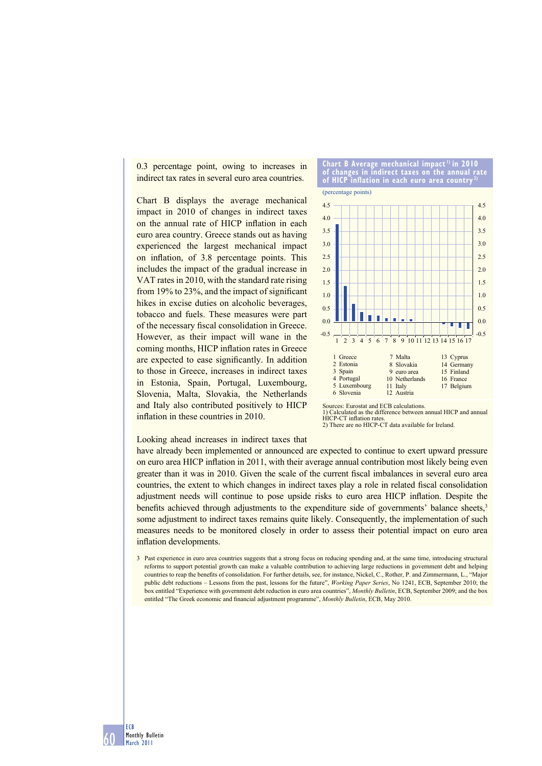0.3 percentage point, owing to increases in indirect tax rates in several euro area countries.

Chart B displays the average mechanical impact in 2010 of changes in indirect taxes on the annual rate of HICP inflation in each euro area country. Greece stands out as having experienced the largest mechanical impact on inflation, of 3.8 percentage points. This includes the impact of the gradual increase in VAT rates in 2010, with the standard rate rising from 19% to 23%, and the impact of significant hikes in excise duties on alcoholic beverages, tobacco and fuels. These measures were part of the necessary fiscal consolidation in Greece. However, as their impact will wane in the coming months, HICP inflation rates in Greece are expected to ease significantly. In addition to those in Greece, increases in indirect taxes in Estonia, Spain, Portugal, Luxembourg, Slovenia, Malta, Slovakia, the Netherlands and Italy also contributed positively to HICP inflation in these countries in 2010.

**Chart B Average mechanical impact[1] in 2010 of changes in indirect taxes on the annual rate of HICP inflation in each euro area country[2]**

(percentage points)

4.5
4.0
3.5
3.0
2.5
2.0
1.5
1.0
0.5
0.0
-0.5

1 2 3 4 5 6 7 8 9 10 11 12 13 14 15 16 17

1 Greece
2 Estonia
3 Spain
4 Portugal
5 Luxembourg
6 Slovenia
7 Malta
8 Slovakia
9 euro area
10 Netherlands
11 Italy
12 Austria
13 Cyprus
14 Germany
15 Finland
16 France
17 Belgium

Sources: Eurostat and ECB calculations.
1) Calculated as the difference between annual HICP and annual HICP-CT inflation rates.
2) There are no HICP-CT data available for Ireland.

Looking ahead increases in indirect taxes that have already been implemented or announced are expected to continue to exert upward pressure on euro area HICP inflation in 2011, with their average annual contribution most likely being even greater than it was in 2010. Given the scale of the current fiscal imbalances in several euro area countries, the extent to which changes in indirect taxes play a role in related fiscal consolidation adjustment needs will continue to pose upside risks to euro area HICP inflation. Despite the benefits achieved through adjustments to the expenditure side of governments' balance sheets,[3] some adjustment to indirect taxes remains quite likely. Consequently, the implementation of such measures needs to be monitored closely in order to assess their potential impact on euro area inflation developments.

3 Past experience in euro area countries suggests that a strong focus on reducing spending and, at the same time, introducing structural reforms to support potential growth can make a valuable contribution to achieving large reductions in government debt and helping countries to reap the benefits of consolidation. For further details, see, for instance, Nickel, C., Rother, P. and Zimmermann, L., "Major public debt reductions – Lessons from the past, lessons for the future", *Working Paper Series*, No 1241, ECB, September 2010; the box entitled "Experience with government debt reduction in euro area countries", *Monthly Bulletin*, ECB, September 2009; and the box entitled "The Greek economic and financial adjustment programme", *Monthly Bulletin*, ECB, May 2010.